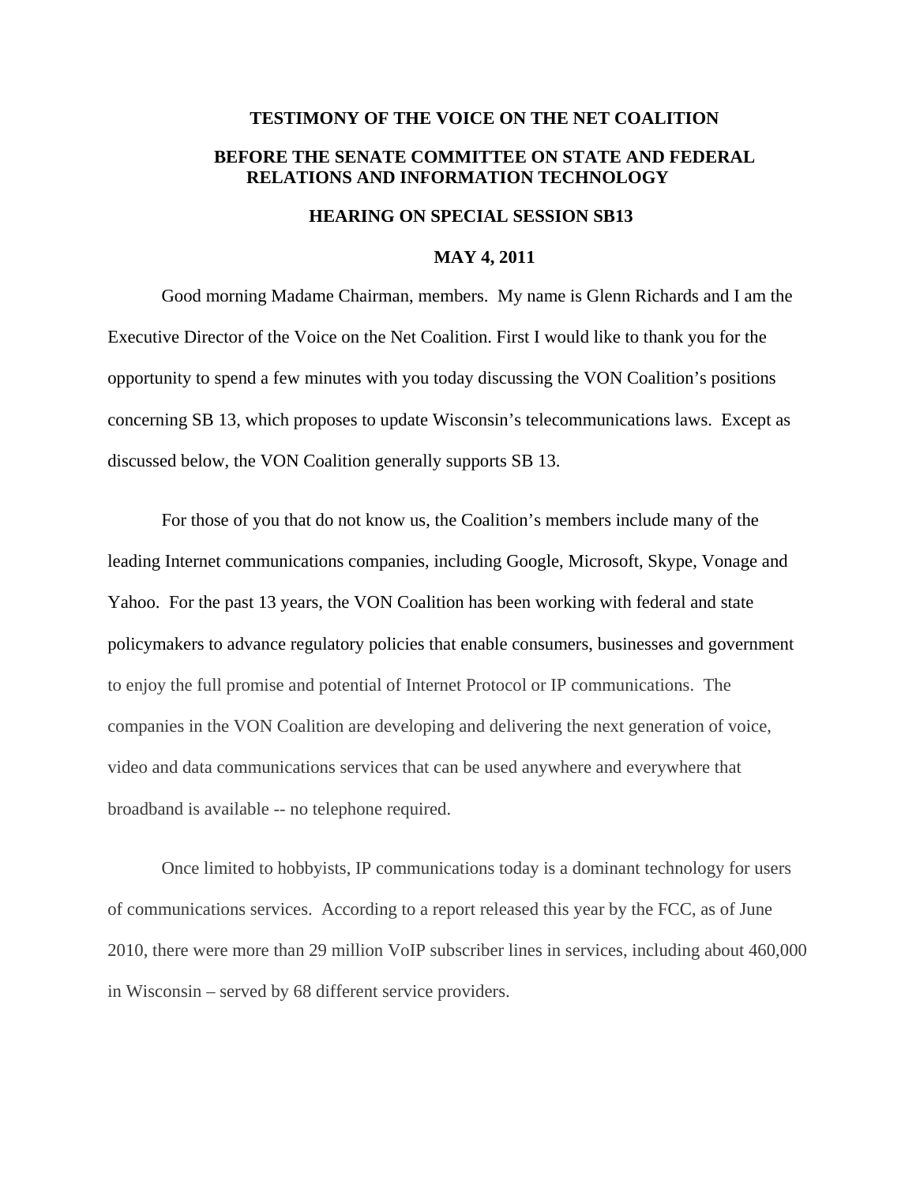**TESTIMONY OF THE VOICE ON THE NET COALITION**

**BEFORE THE SENATE COMMITTEE ON STATE AND FEDERAL RELATIONS AND INFORMATION TECHNOLOGY**

**HEARING ON SPECIAL SESSION SB13**

**MAY 4, 2011**

Good morning Madame Chairman, members. My name is Glenn Richards and I am the Executive Director of the Voice on the Net Coalition. First I would like to thank you for the opportunity to spend a few minutes with you today discussing the VON Coalition's positions concerning SB 13, which proposes to update Wisconsin's telecommunications laws. Except as discussed below, the VON Coalition generally supports SB 13.

For those of you that do not know us, the Coalition's members include many of the leading Internet communications companies, including Google, Microsoft, Skype, Vonage and Yahoo. For the past 13 years, the VON Coalition has been working with federal and state policymakers to advance regulatory policies that enable consumers, businesses and government to enjoy the full promise and potential of Internet Protocol or IP communications. The companies in the VON Coalition are developing and delivering the next generation of voice, video and data communications services that can be used anywhere and everywhere that broadband is available -- no telephone required.

Once limited to hobbyists, IP communications today is a dominant technology for users of communications services. According to a report released this year by the FCC, as of June 2010, there were more than 29 million VoIP subscriber lines in services, including about 460,000 in Wisconsin – served by 68 different service providers.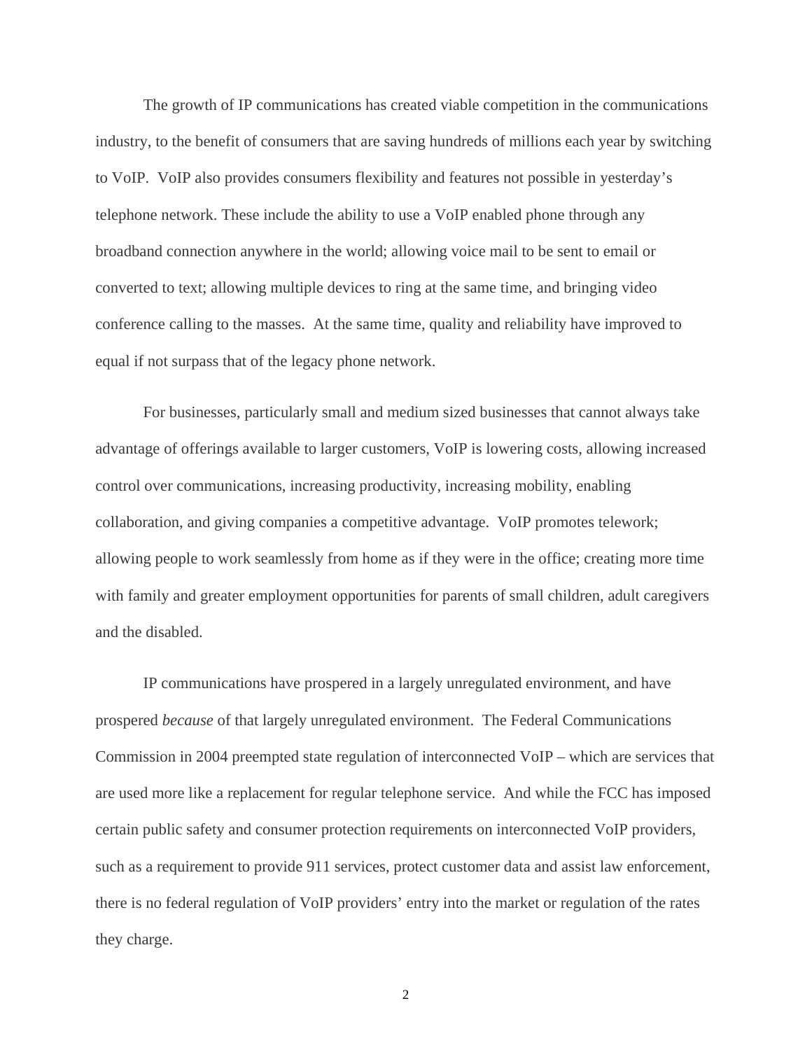The growth of IP communications has created viable competition in the communications industry, to the benefit of consumers that are saving hundreds of millions each year by switching to VoIP. VoIP also provides consumers flexibility and features not possible in yesterday's telephone network. These include the ability to use a VoIP enabled phone through any broadband connection anywhere in the world; allowing voice mail to be sent to email or converted to text; allowing multiple devices to ring at the same time, and bringing video conference calling to the masses. At the same time, quality and reliability have improved to equal if not surpass that of the legacy phone network.

For businesses, particularly small and medium sized businesses that cannot always take advantage of offerings available to larger customers, VoIP is lowering costs, allowing increased control over communications, increasing productivity, increasing mobility, enabling collaboration, and giving companies a competitive advantage. VoIP promotes telework; allowing people to work seamlessly from home as if they were in the office; creating more time with family and greater employment opportunities for parents of small children, adult caregivers and the disabled.

IP communications have prospered in a largely unregulated environment, and have prospered *because* of that largely unregulated environment. The Federal Communications Commission in 2004 preempted state regulation of interconnected VoIP – which are services that are used more like a replacement for regular telephone service. And while the FCC has imposed certain public safety and consumer protection requirements on interconnected VoIP providers, such as a requirement to provide 911 services, protect customer data and assist law enforcement, there is no federal regulation of VoIP providers' entry into the market or regulation of the rates they charge.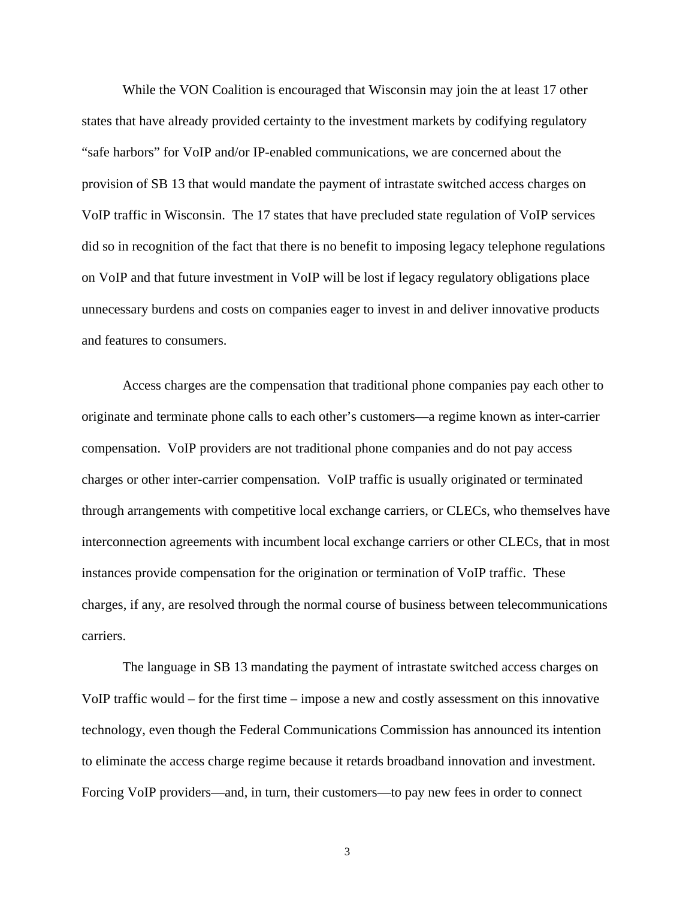While the VON Coalition is encouraged that Wisconsin may join the at least 17 other states that have already provided certainty to the investment markets by codifying regulatory "safe harbors" for VoIP and/or IP-enabled communications, we are concerned about the provision of SB 13 that would mandate the payment of intrastate switched access charges on VoIP traffic in Wisconsin. The 17 states that have precluded state regulation of VoIP services did so in recognition of the fact that there is no benefit to imposing legacy telephone regulations on VoIP and that future investment in VoIP will be lost if legacy regulatory obligations place unnecessary burdens and costs on companies eager to invest in and deliver innovative products and features to consumers.

Access charges are the compensation that traditional phone companies pay each other to originate and terminate phone calls to each other's customers—a regime known as inter-carrier compensation. VoIP providers are not traditional phone companies and do not pay access charges or other inter-carrier compensation. VoIP traffic is usually originated or terminated through arrangements with competitive local exchange carriers, or CLECs, who themselves have interconnection agreements with incumbent local exchange carriers or other CLECs, that in most instances provide compensation for the origination or termination of VoIP traffic. These charges, if any, are resolved through the normal course of business between telecommunications carriers.

The language in SB 13 mandating the payment of intrastate switched access charges on VoIP traffic would – for the first time – impose a new and costly assessment on this innovative technology, even though the Federal Communications Commission has announced its intention to eliminate the access charge regime because it retards broadband innovation and investment. Forcing VoIP providers—and, in turn, their customers—to pay new fees in order to connect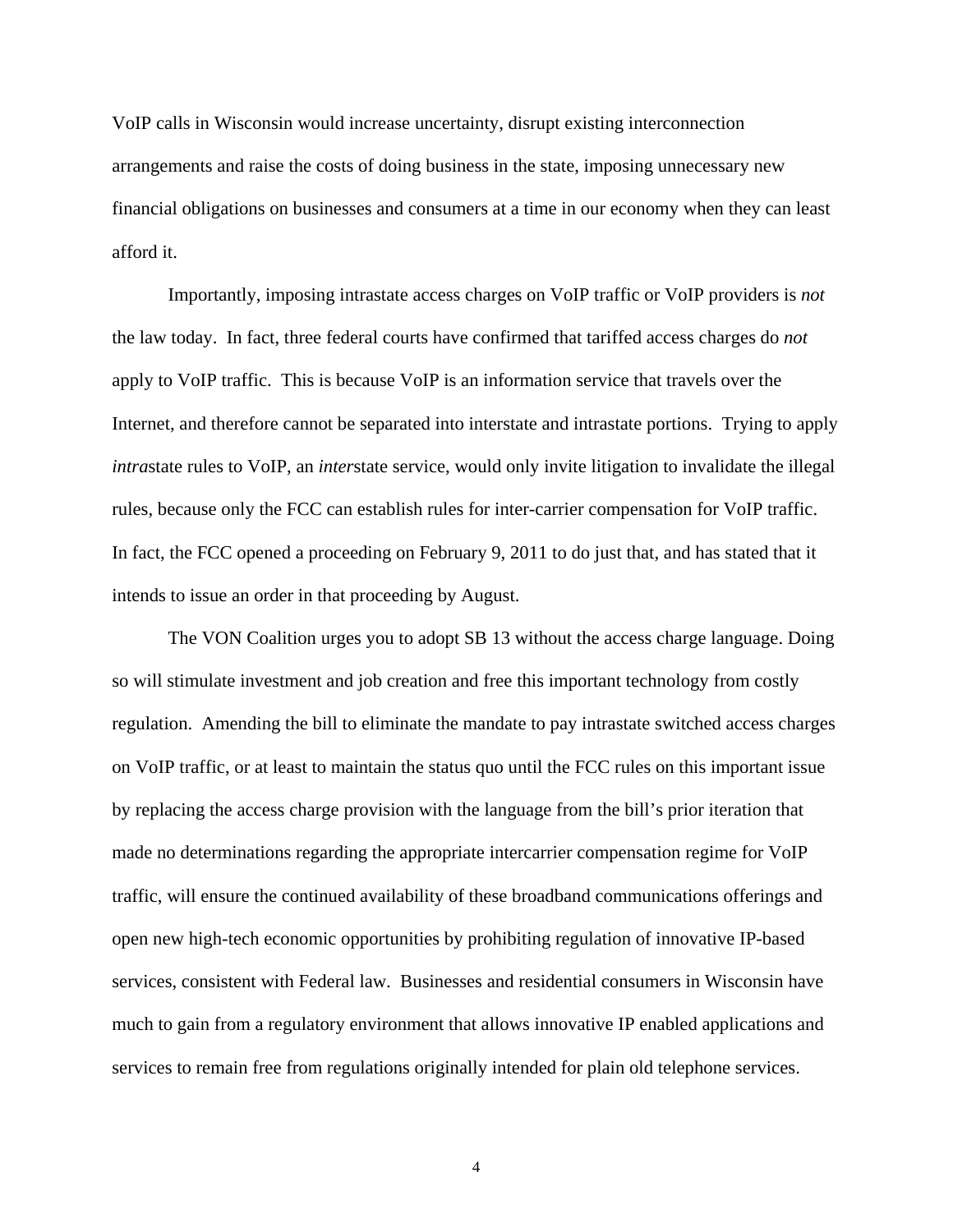VoIP calls in Wisconsin would increase uncertainty, disrupt existing interconnection arrangements and raise the costs of doing business in the state, imposing unnecessary new financial obligations on businesses and consumers at a time in our economy when they can least afford it.

Importantly, imposing intrastate access charges on VoIP traffic or VoIP providers is *not* the law today. In fact, three federal courts have confirmed that tariffed access charges do *not* apply to VoIP traffic. This is because VoIP is an information service that travels over the Internet, and therefore cannot be separated into interstate and intrastate portions. Trying to apply *intra*state rules to VoIP, an *inter*state service, would only invite litigation to invalidate the illegal rules, because only the FCC can establish rules for inter-carrier compensation for VoIP traffic. In fact, the FCC opened a proceeding on February 9, 2011 to do just that, and has stated that it intends to issue an order in that proceeding by August.

The VON Coalition urges you to adopt SB 13 without the access charge language. Doing so will stimulate investment and job creation and free this important technology from costly regulation. Amending the bill to eliminate the mandate to pay intrastate switched access charges on VoIP traffic, or at least to maintain the status quo until the FCC rules on this important issue by replacing the access charge provision with the language from the bill's prior iteration that made no determinations regarding the appropriate intercarrier compensation regime for VoIP traffic, will ensure the continued availability of these broadband communications offerings and open new high-tech economic opportunities by prohibiting regulation of innovative IP-based services, consistent with Federal law. Businesses and residential consumers in Wisconsin have much to gain from a regulatory environment that allows innovative IP enabled applications and services to remain free from regulations originally intended for plain old telephone services.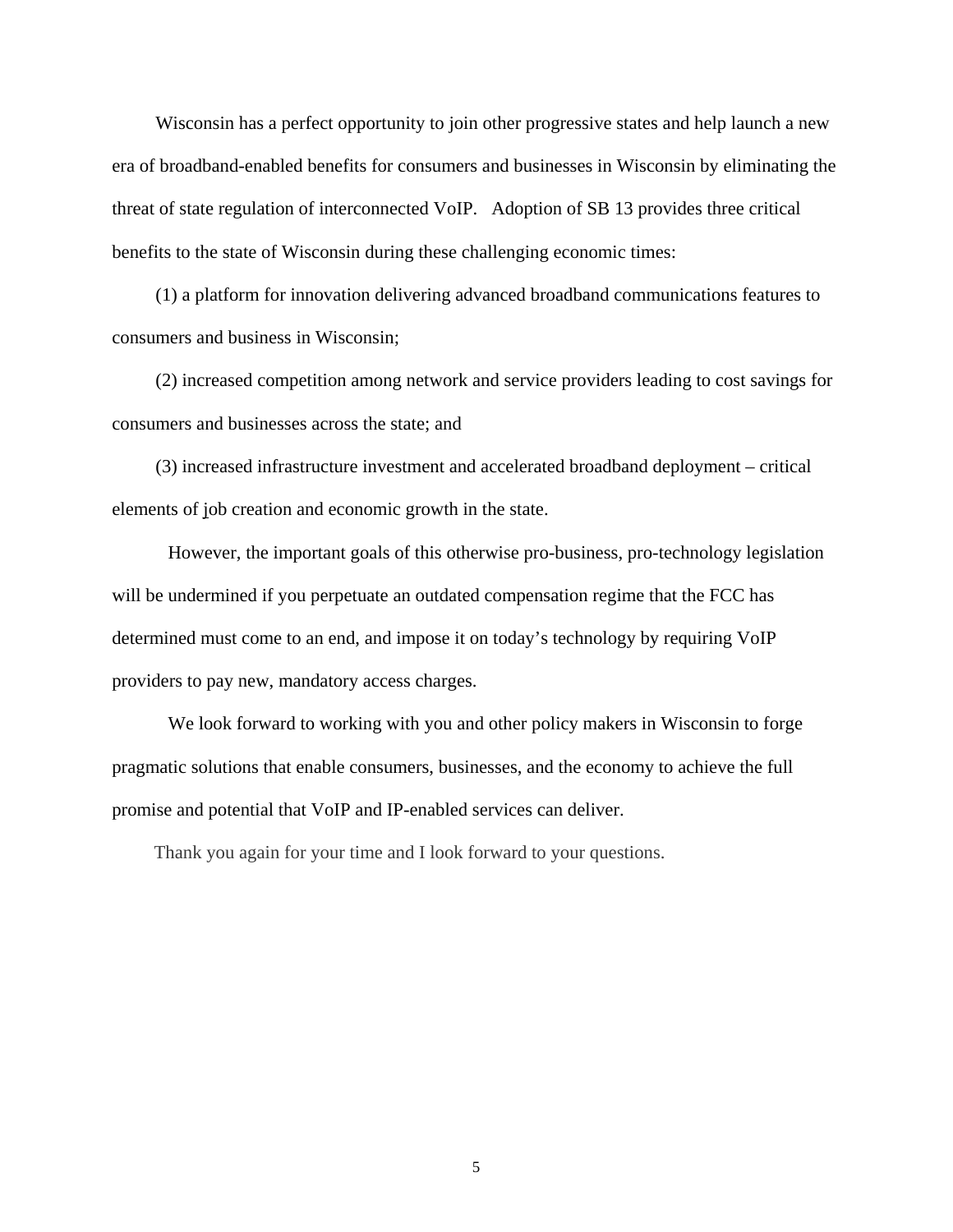Wisconsin has a perfect opportunity to join other progressive states and help launch a new era of broadband-enabled benefits for consumers and businesses in Wisconsin by eliminating the threat of state regulation of interconnected VoIP. Adoption of SB 13 provides three critical benefits to the state of Wisconsin during these challenging economic times:

(1) a platform for innovation delivering advanced broadband communications features to consumers and business in Wisconsin;

(2) increased competition among network and service providers leading to cost savings for consumers and businesses across the state; and

(3) increased infrastructure investment and accelerated broadband deployment – critical elements of job creation and economic growth in the state.

However, the important goals of this otherwise pro-business, pro-technology legislation will be undermined if you perpetuate an outdated compensation regime that the FCC has determined must come to an end, and impose it on today's technology by requiring VoIP providers to pay new, mandatory access charges.

We look forward to working with you and other policy makers in Wisconsin to forge pragmatic solutions that enable consumers, businesses, and the economy to achieve the full promise and potential that VoIP and IP-enabled services can deliver.

Thank you again for your time and I look forward to your questions.